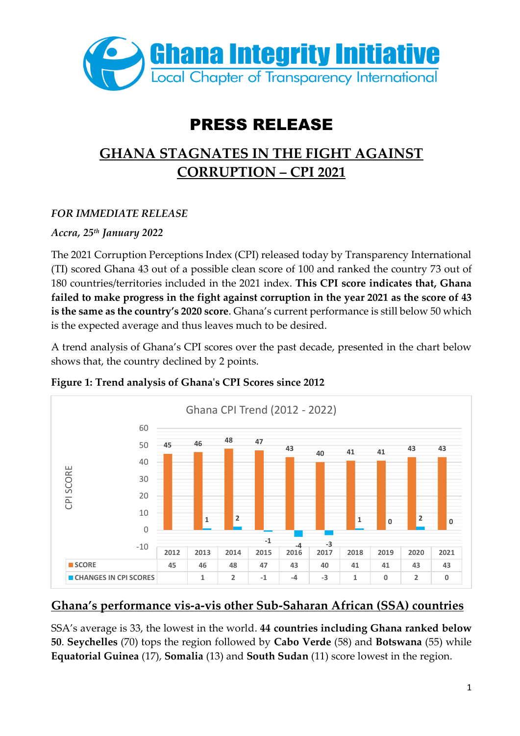# Ghana Integrity Initiative

Local Chapter of Transparency International

# PRESS RELEASE

## GHANA STAGNATES IN THE FIGHT AGAINST CORRUPTION – CPI 2021

*FOR IMMEDIATE RELEASE*

*Accra, 25th January 2022*

The 2021 Corruption Perceptions Index (CPI) released today by Transparency International (TI) scored Ghana 43 out of a possible clean score of 100 and ranked the country 73 out of 180 countries/territories included in the 2021 index. **This CPI score indicates that, Ghana failed to make progress in the fight against corruption in the year 2021 as the score of 43 is the same as the country's 2020 score**. Ghana's current performance is still below 50 which is the expected average and thus leaves much to be desired.

A trend analysis of Ghana's CPI scores over the past decade, presented in the chart below shows that, the country declined by 2 points.

**Figure 1: Trend analysis of Ghana's CPI Scores since 2012**

Ghana CPI Trend (2012 - 2022)

| | 2012 | 2013 | 2014 | 2015 | 2016 | 2017 | 2018 | 2019 | 2020 | 2021 |
|---|---|---|---|---|---|---|---|---|---|---|
| SCORE | 45 | 46 | 48 | 47 | 43 | 40 | 41 | 41 | 43 | 43 |
| CHANGES IN CPI SCORES | | 1 | 2 | -1 | -4 | -3 | 1 | 0 | 2 | 0 |

## Ghana's performance vis-a-vis other Sub-Saharan African (SSA) countries

SSA's average is 33, the lowest in the world. **44 countries including Ghana ranked below 50**. **Seychelles** (70) tops the region followed by **Cabo Verde** (58) and **Botswana** (55) while **Equatorial Guinea** (17), **Somalia** (13) and **South Sudan** (11) score lowest in the region.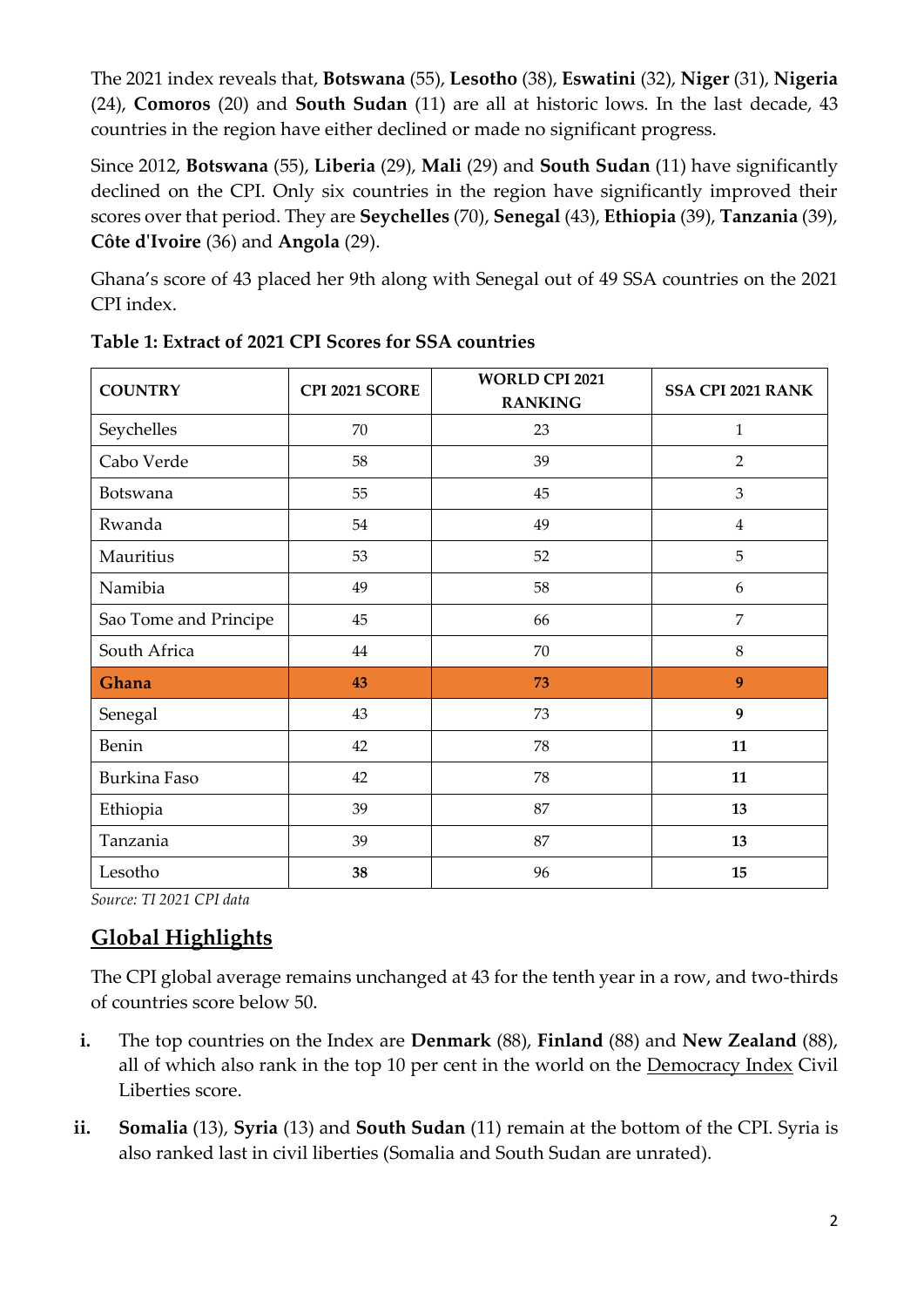The 2021 index reveals that, **Botswana** (55), **Lesotho** (38), **Eswatini** (32), **Niger** (31), **Nigeria** (24), **Comoros** (20) and **South Sudan** (11) are all at historic lows. In the last decade, 43 countries in the region have either declined or made no significant progress.

Since 2012, **Botswana** (55), **Liberia** (29), **Mali** (29) and **South Sudan** (11) have significantly declined on the CPI. Only six countries in the region have significantly improved their scores over that period. They are **Seychelles** (70), **Senegal** (43), **Ethiopia** (39), **Tanzania** (39), **Côte d'Ivoire** (36) and **Angola** (29).

Ghana's score of 43 placed her 9th along with Senegal out of 49 SSA countries on the 2021 CPI index.

**Table 1: Extract of 2021 CPI Scores for SSA countries**

| COUNTRY | CPI 2021 SCORE | WORLD CPI 2021 RANKING | SSA CPI 2021 RANK |
|---|---|---|---|
| Seychelles | 70 | 23 | 1 |
| Cabo Verde | 58 | 39 | 2 |
| Botswana | 55 | 45 | 3 |
| Rwanda | 54 | 49 | 4 |
| Mauritius | 53 | 52 | 5 |
| Namibia | 49 | 58 | 6 |
| Sao Tome and Principe | 45 | 66 | 7 |
| South Africa | 44 | 70 | 8 |
| **Ghana** | **43** | **73** | **9** |
| Senegal | 43 | 73 | **9** |
| Benin | 42 | 78 | **11** |
| Burkina Faso | 42 | 78 | **11** |
| Ethiopia | 39 | 87 | **13** |
| Tanzania | 39 | 87 | **13** |
| Lesotho | **38** | 96 | **15** |

*Source: TI 2021 CPI data*

## Global Highlights

The CPI global average remains unchanged at 43 for the tenth year in a row, and two-thirds of countries score below 50.

i. The top countries on the Index are **Denmark** (88), **Finland** (88) and **New Zealand** (88), all of which also rank in the top 10 per cent in the world on the Democracy Index Civil Liberties score.

ii. **Somalia** (13), **Syria** (13) and **South Sudan** (11) remain at the bottom of the CPI. Syria is also ranked last in civil liberties (Somalia and South Sudan are unrated).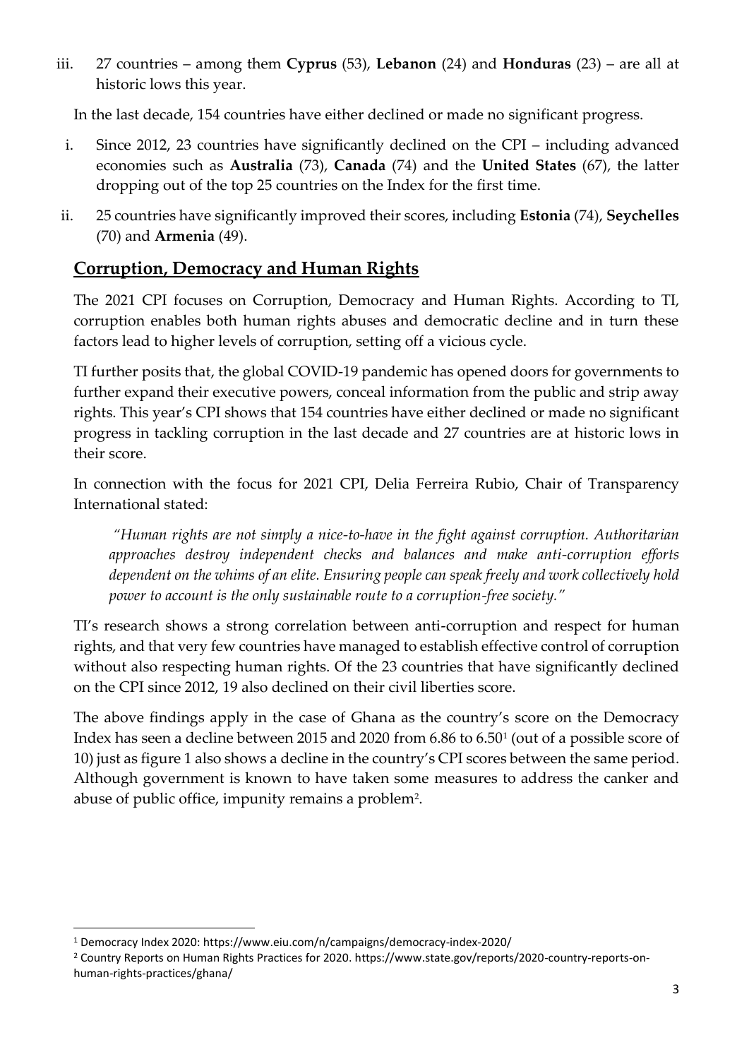iii. 27 countries – among them **Cyprus** (53), **Lebanon** (24) and **Honduras** (23) – are all at historic lows this year.

In the last decade, 154 countries have either declined or made no significant progress.

i. Since 2012, 23 countries have significantly declined on the CPI – including advanced economies such as **Australia** (73), **Canada** (74) and the **United States** (67), the latter dropping out of the top 25 countries on the Index for the first time.

ii. 25 countries have significantly improved their scores, including **Estonia** (74), **Seychelles** (70) and **Armenia** (49).

## Corruption, Democracy and Human Rights

The 2021 CPI focuses on Corruption, Democracy and Human Rights. According to TI, corruption enables both human rights abuses and democratic decline and in turn these factors lead to higher levels of corruption, setting off a vicious cycle.

TI further posits that, the global COVID-19 pandemic has opened doors for governments to further expand their executive powers, conceal information from the public and strip away rights. This year's CPI shows that 154 countries have either declined or made no significant progress in tackling corruption in the last decade and 27 countries are at historic lows in their score.

In connection with the focus for 2021 CPI, Delia Ferreira Rubio, Chair of Transparency International stated:

> *"Human rights are not simply a nice-to-have in the fight against corruption. Authoritarian approaches destroy independent checks and balances and make anti-corruption efforts dependent on the whims of an elite. Ensuring people can speak freely and work collectively hold power to account is the only sustainable route to a corruption-free society."*

TI's research shows a strong correlation between anti-corruption and respect for human rights, and that very few countries have managed to establish effective control of corruption without also respecting human rights. Of the 23 countries that have significantly declined on the CPI since 2012, 19 also declined on their civil liberties score.

The above findings apply in the case of Ghana as the country's score on the Democracy Index has seen a decline between 2015 and 2020 from 6.86 to 6.50[1] (out of a possible score of 10) just as figure 1 also shows a decline in the country's CPI scores between the same period. Although government is known to have taken some measures to address the canker and abuse of public office, impunity remains a problem[2].

---

[1] Democracy Index 2020: https://www.eiu.com/n/campaigns/democracy-index-2020/

[2] Country Reports on Human Rights Practices for 2020. https://www.state.gov/reports/2020-country-reports-on-human-rights-practices/ghana/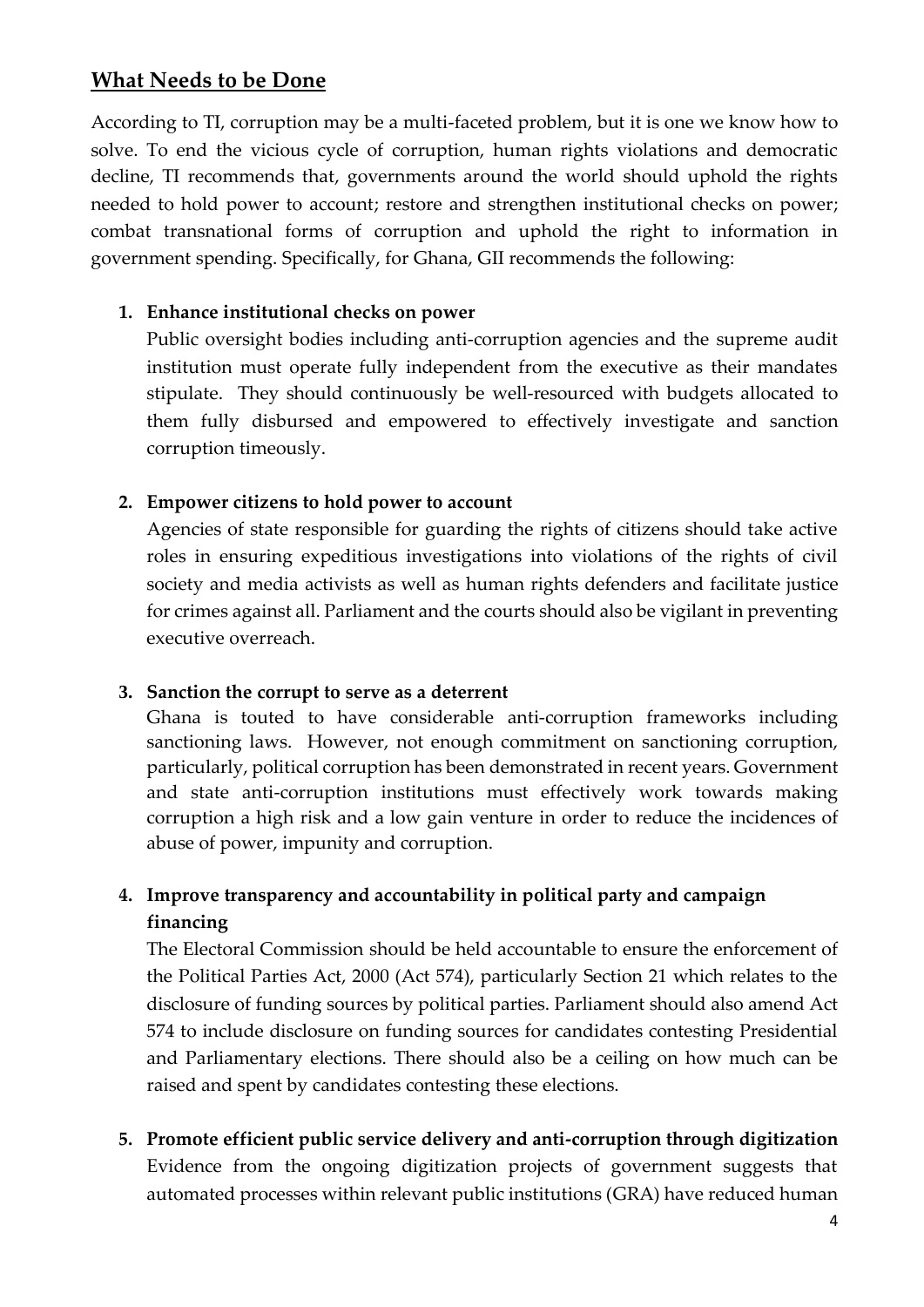## What Needs to be Done

According to TI, corruption may be a multi-faceted problem, but it is one we know how to solve. To end the vicious cycle of corruption, human rights violations and democratic decline, TI recommends that, governments around the world should uphold the rights needed to hold power to account; restore and strengthen institutional checks on power; combat transnational forms of corruption and uphold the right to information in government spending. Specifically, for Ghana, GII recommends the following:

1. **Enhance institutional checks on power**
   Public oversight bodies including anti-corruption agencies and the supreme audit institution must operate fully independent from the executive as their mandates stipulate. They should continuously be well-resourced with budgets allocated to them fully disbursed and empowered to effectively investigate and sanction corruption timeously.

2. **Empower citizens to hold power to account**
   Agencies of state responsible for guarding the rights of citizens should take active roles in ensuring expeditious investigations into violations of the rights of civil society and media activists as well as human rights defenders and facilitate justice for crimes against all. Parliament and the courts should also be vigilant in preventing executive overreach.

3. **Sanction the corrupt to serve as a deterrent**
   Ghana is touted to have considerable anti-corruption frameworks including sanctioning laws. However, not enough commitment on sanctioning corruption, particularly, political corruption has been demonstrated in recent years. Government and state anti-corruption institutions must effectively work towards making corruption a high risk and a low gain venture in order to reduce the incidences of abuse of power, impunity and corruption.

4. **Improve transparency and accountability in political party and campaign financing**
   The Electoral Commission should be held accountable to ensure the enforcement of the Political Parties Act, 2000 (Act 574), particularly Section 21 which relates to the disclosure of funding sources by political parties. Parliament should also amend Act 574 to include disclosure on funding sources for candidates contesting Presidential and Parliamentary elections. There should also be a ceiling on how much can be raised and spent by candidates contesting these elections.

5. **Promote efficient public service delivery and anti-corruption through digitization**
   Evidence from the ongoing digitization projects of government suggests that automated processes within relevant public institutions (GRA) have reduced human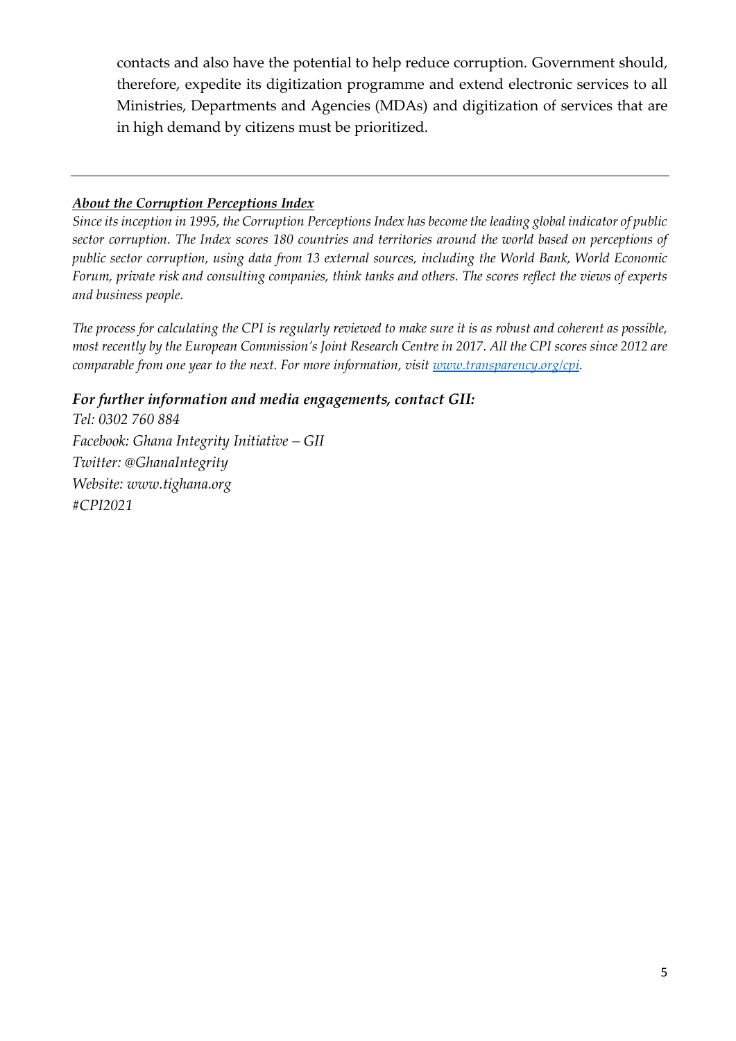contacts and also have the potential to help reduce corruption. Government should, therefore, expedite its digitization programme and extend electronic services to all Ministries, Departments and Agencies (MDAs) and digitization of services that are in high demand by citizens must be prioritized.

---

***About the Corruption Perceptions Index***

*Since its inception in 1995, the Corruption Perceptions Index has become the leading global indicator of public sector corruption. The Index scores 180 countries and territories around the world based on perceptions of public sector corruption, using data from 13 external sources, including the World Bank, World Economic Forum, private risk and consulting companies, think tanks and others. The scores reflect the views of experts and business people.*

*The process for calculating the CPI is regularly reviewed to make sure it is as robust and coherent as possible, most recently by the European Commission's Joint Research Centre in 2017. All the CPI scores since 2012 are comparable from one year to the next. For more information, visit [www.transparency.org/cpi](http://www.transparency.org/cpi).*

***For further information and media engagements, contact GII:***

*Tel: 0302 760 884*
*Facebook: Ghana Integrity Initiative – GII*
*Twitter: @GhanaIntegrity*
*Website: www.tighana.org*
*#CPI2021*